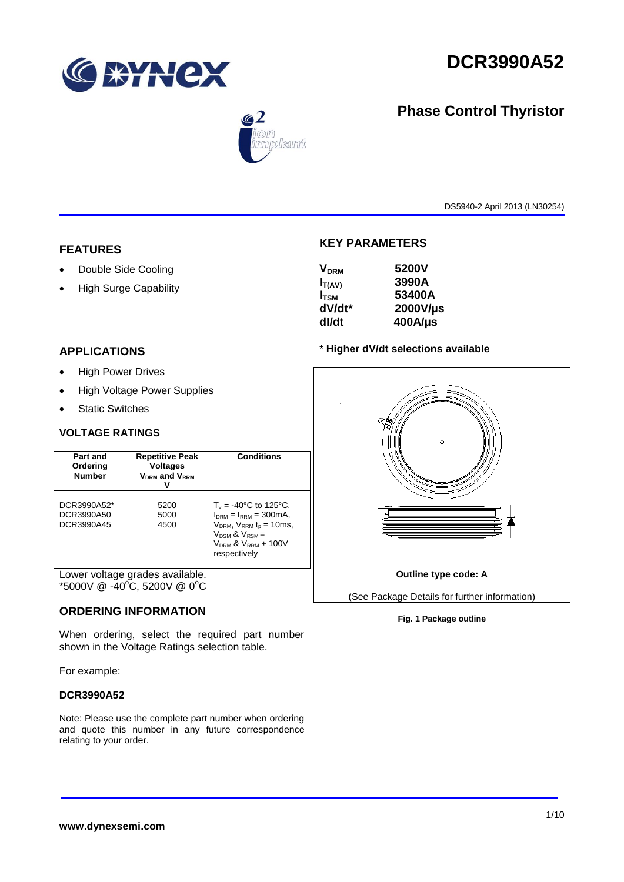# DCR3990A52

## Phase Control Thyristor

DS5940-2 April 2013 (LN30254)

## FEATURES

- Double Side Cooling
- High Surge Capability

## KEY PARAMETERS

| | |
|---|---|
| $V_{DRM}$ | 5200V |
| $I_{T(AV)}$ | 3990A |
| $I_{TSM}$ | 53400A |
| dV/dt* | 2000V/µs |
| dI/dt | 400A/µs |

\* **Higher dV/dt selections available**

## APPLICATIONS

- High Power Drives
- High Voltage Power Supplies
- Static Switches

## VOLTAGE RATINGS

| Part and Ordering Number | Repetitive Peak Voltages $V_{DRM}$ and $V_{RRM}$ V | Conditions |
|---|---|---|
| DCR3990A52*<br>DCR3990A50<br>DCR3990A45 | 5200<br>5000<br>4500 | $T_{vj}$ = -40°C to 125°C, $I_{DRM}$ = $I_{RRM}$ = 300mA, $V_{DRM}$, $V_{RRM}$ $t_p$ = 10ms, $V_{DSM}$ & $V_{RSM}$ = $V_{DRM}$ & $V_{RRM}$ + 100V respectively |

Lower voltage grades available.
*5000V @ -40°C, 5200V @ 0°C

**Outline type code: A**

(See Package Details for further information)

**Fig. 1 Package outline**

## ORDERING INFORMATION

When ordering, select the required part number shown in the Voltage Ratings selection table.

For example:

**DCR3990A52**

Note: Please use the complete part number when ordering and quote this number in any future correspondence relating to your order.

**www.dynexsemi.com**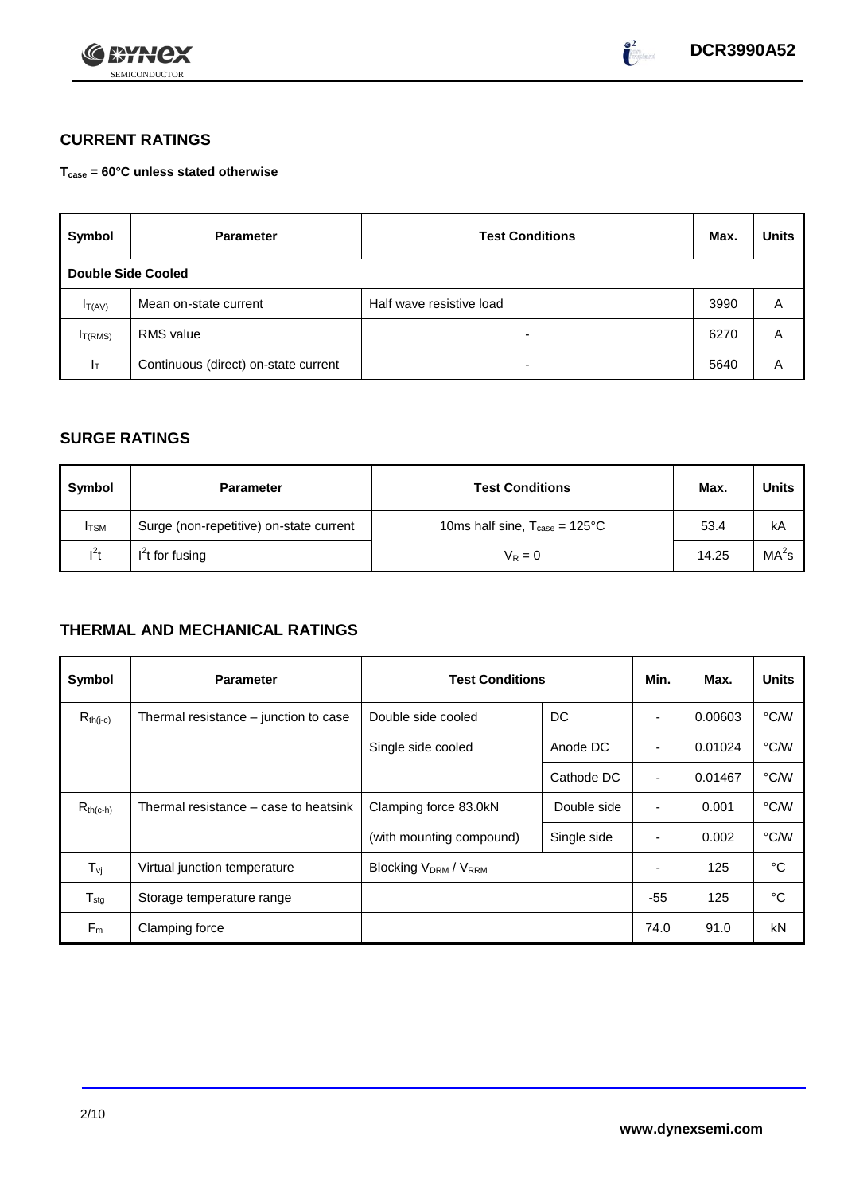## CURRENT RATINGS

**$T_{case}$ = 60°C unless stated otherwise**

| Symbol | Parameter | Test Conditions | Max. | Units |
|---|---|---|---|---|
| **Double Side Cooled** | | | | |
| $I_{T(AV)}$ | Mean on-state current | Half wave resistive load | 3990 | A |
| $I_{T(RMS)}$ | RMS value | - | 6270 | A |
| $I_T$ | Continuous (direct) on-state current | - | 5640 | A |

## SURGE RATINGS

| Symbol | Parameter | Test Conditions | Max. | Units |
|---|---|---|---|---|
| $I_{TSM}$ | Surge (non-repetitive) on-state current | 10ms half sine, $T_{case}$ = 125°C | 53.4 | kA |
| $I^2t$ | $I^2t$ for fusing | $V_R = 0$ | 14.25 | $MA^2s$ |

## THERMAL AND MECHANICAL RATINGS

| Symbol | Parameter | Test Conditions | | Min. | Max. | Units |
|---|---|---|---|---|---|---|
| $R_{th(j-c)}$ | Thermal resistance – junction to case | Double side cooled | DC | - | 0.00603 | °C/W |
| | | Single side cooled | Anode DC | - | 0.01024 | °C/W |
| | | | Cathode DC | - | 0.01467 | °C/W |
| $R_{th(c-h)}$ | Thermal resistance – case to heatsink | Clamping force 83.0kN | Double side | - | 0.001 | °C/W |
| | | (with mounting compound) | Single side | - | 0.002 | °C/W |
| $T_{vj}$ | Virtual junction temperature | Blocking $V_{DRM}$ / $V_{RRM}$ | | - | 125 | °C |
| $T_{stg}$ | Storage temperature range | | | -55 | 125 | °C |
| $F_m$ | Clamping force | | | 74.0 | 91.0 | kN |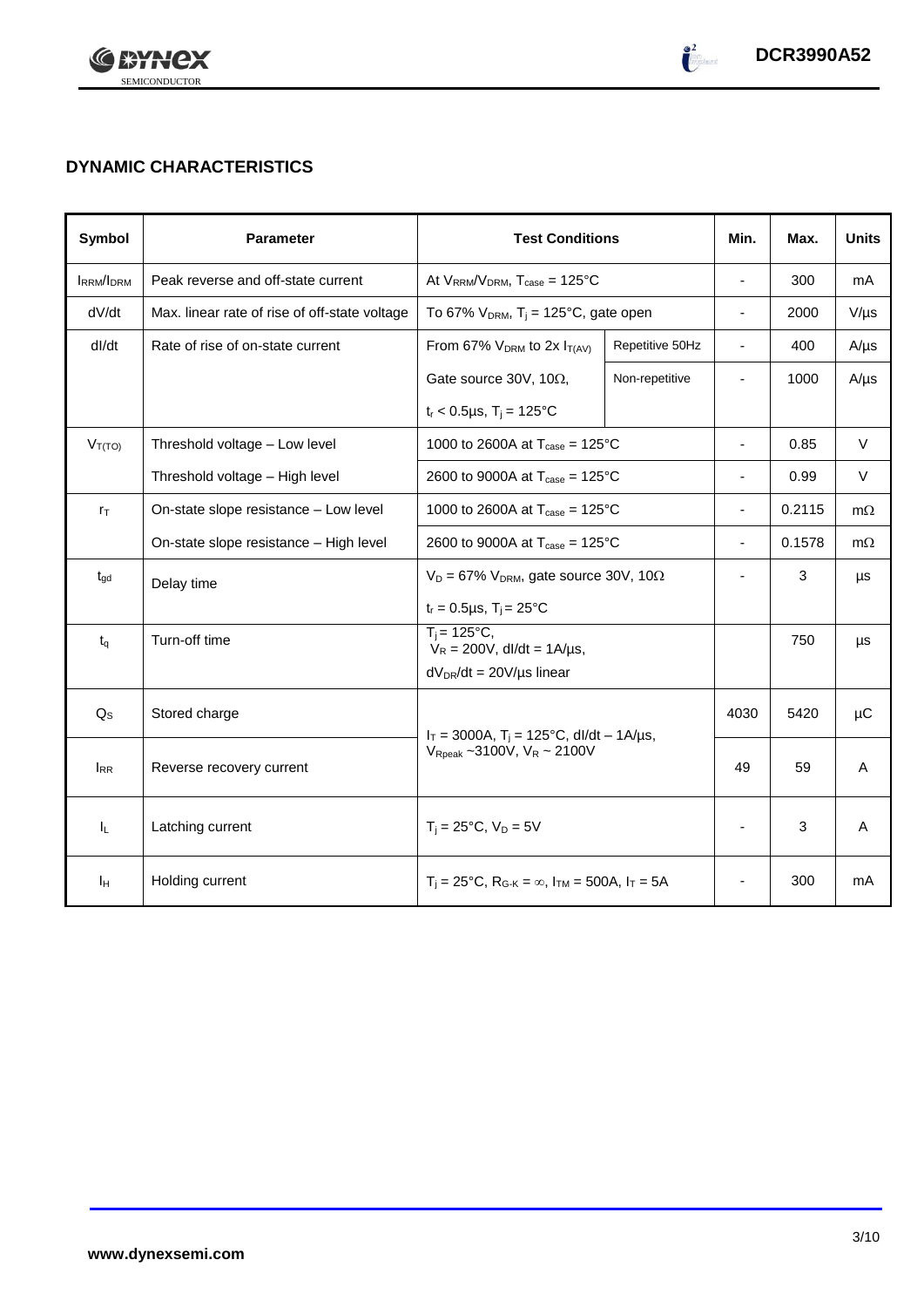## DYNAMIC CHARACTERISTICS

| Symbol | Parameter | Test Conditions | | Min. | Max. | Units |
|---|---|---|---|---|---|---|
| $I_{RRM}/I_{DRM}$ | Peak reverse and off-state current | At $V_{RRM}/V_{DRM}$, $T_{case}$ = 125°C | | - | 300 | mA |
| dV/dt | Max. linear rate of rise of off-state voltage | To 67% $V_{DRM}$, $T_j$ = 125°C, gate open | | - | 2000 | V/µs |
| dI/dt | Rate of rise of on-state current | From 67% $V_{DRM}$ to 2x $I_{T(AV)}$ | Repetitive 50Hz | - | 400 | A/µs |
| | | Gate source 30V, 10Ω, | Non-repetitive | - | 1000 | A/µs |
| | | $t_r$ < 0.5µs, $T_j$ = 125°C | | | | |
| $V_{T(TO)}$ | Threshold voltage – Low level | 1000 to 2600A at $T_{case}$ = 125°C | | - | 0.85 | V |
| | Threshold voltage – High level | 2600 to 9000A at $T_{case}$ = 125°C | | - | 0.99 | V |
| $r_T$ | On-state slope resistance – Low level | 1000 to 2600A at $T_{case}$ = 125°C | | - | 0.2115 | mΩ |
| | On-state slope resistance – High level | 2600 to 9000A at $T_{case}$ = 125°C | | - | 0.1578 | mΩ |
| $t_{gd}$ | Delay time | $V_D$ = 67% $V_{DRM}$, gate source 30V, 10Ω<br>$t_r$ = 0.5µs, $T_j$ = 25°C | | - | 3 | µs |
| $t_q$ | Turn-off time | $T_j$ = 125°C,<br>$V_R$ = 200V, dI/dt = 1A/µs,<br>$dV_{DR}/dt$ = 20V/µs linear | | | 750 | µs |
| $Q_S$ | Stored charge | $I_T$ = 3000A, $T_j$ = 125°C, dI/dt – 1A/µs,<br>$V_{Rpeak}$ ~3100V, $V_R$ ~ 2100V | | 4030 | 5420 | µC |
| $I_{RR}$ | Reverse recovery current | | | 49 | 59 | A |
| $I_L$ | Latching current | $T_j$ = 25°C, $V_D$ = 5V | | - | 3 | A |
| $I_H$ | Holding current | $T_j$ = 25°C, $R_{G-K}$ = ∞, $I_{TM}$ = 500A, $I_T$ = 5A | | - | 300 | mA |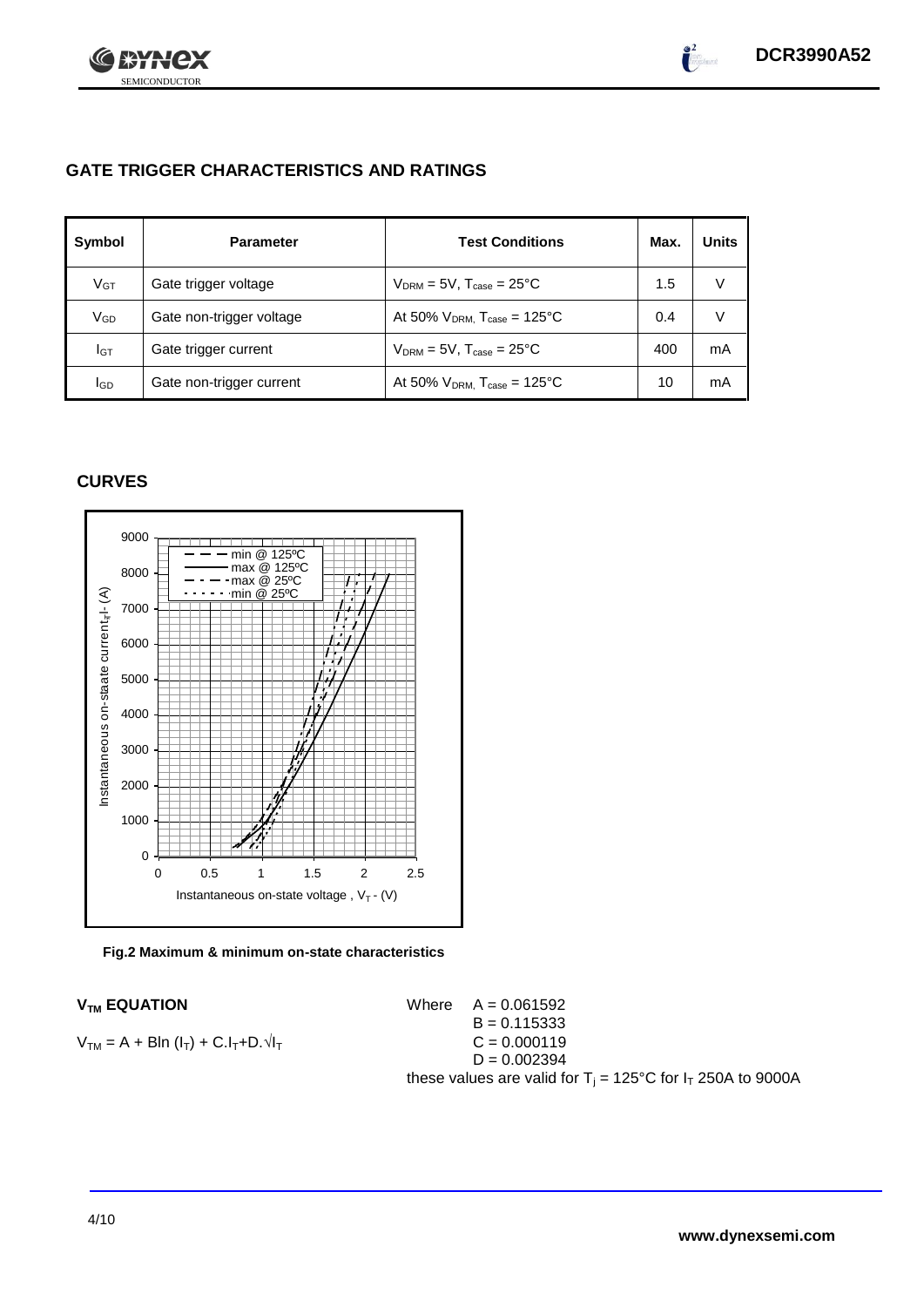## GATE TRIGGER CHARACTERISTICS AND RATINGS

| Symbol | Parameter | Test Conditions | Max. | Units |
|---|---|---|---|---|
| $V_{GT}$ | Gate trigger voltage | $V_{DRM} = 5V$, $T_{case} = 25°C$ | 1.5 | V |
| $V_{GD}$ | Gate non-trigger voltage | At 50% $V_{DRM}$, $T_{case} = 125°C$ | 0.4 | V |
| $I_{GT}$ | Gate trigger current | $V_{DRM} = 5V$, $T_{case} = 25°C$ | 400 | mA |
| $I_{GD}$ | Gate non-trigger current | At 50% $V_{DRM}$, $T_{case} = 125°C$ | 10 | mA |

## CURVES

**Fig.2 Maximum & minimum on-state characteristics**

### $V_{TM}$ EQUATION

$$V_{TM} = A + B\ln(I_T) + C.I_T + D.\sqrt{I_T}$$

Where
$A = 0.061592$
$B = 0.115333$
$C = 0.000119$
$D = 0.002394$

these values are valid for $T_j = 125°C$ for $I_T$ 250A to 9000A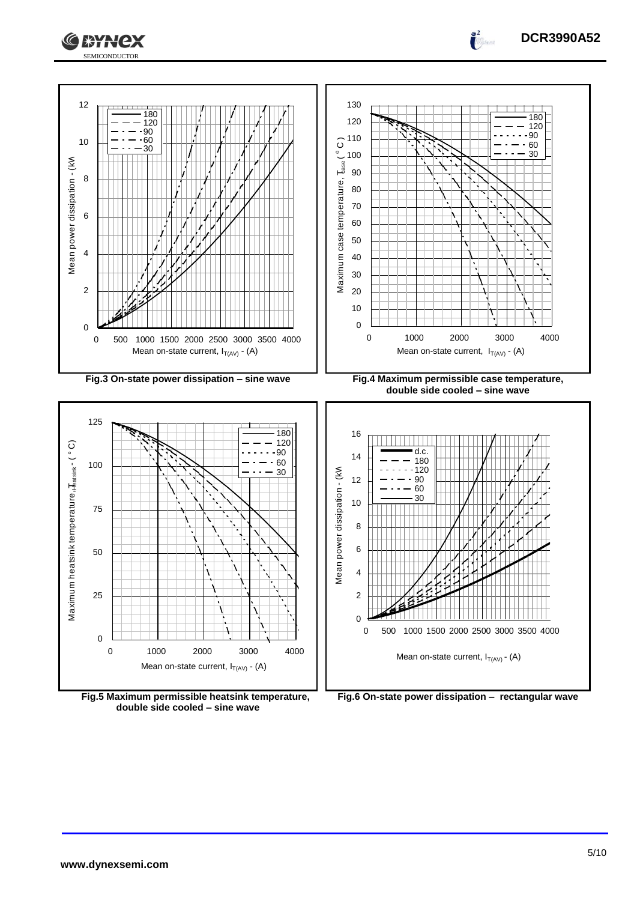Fig.3 On-state power dissipation – sine wave

Fig.4 Maximum permissible case temperature, double side cooled – sine wave

Fig.5 Maximum permissible heatsink temperature, double side cooled – sine wave

Fig.6 On-state power dissipation – rectangular wave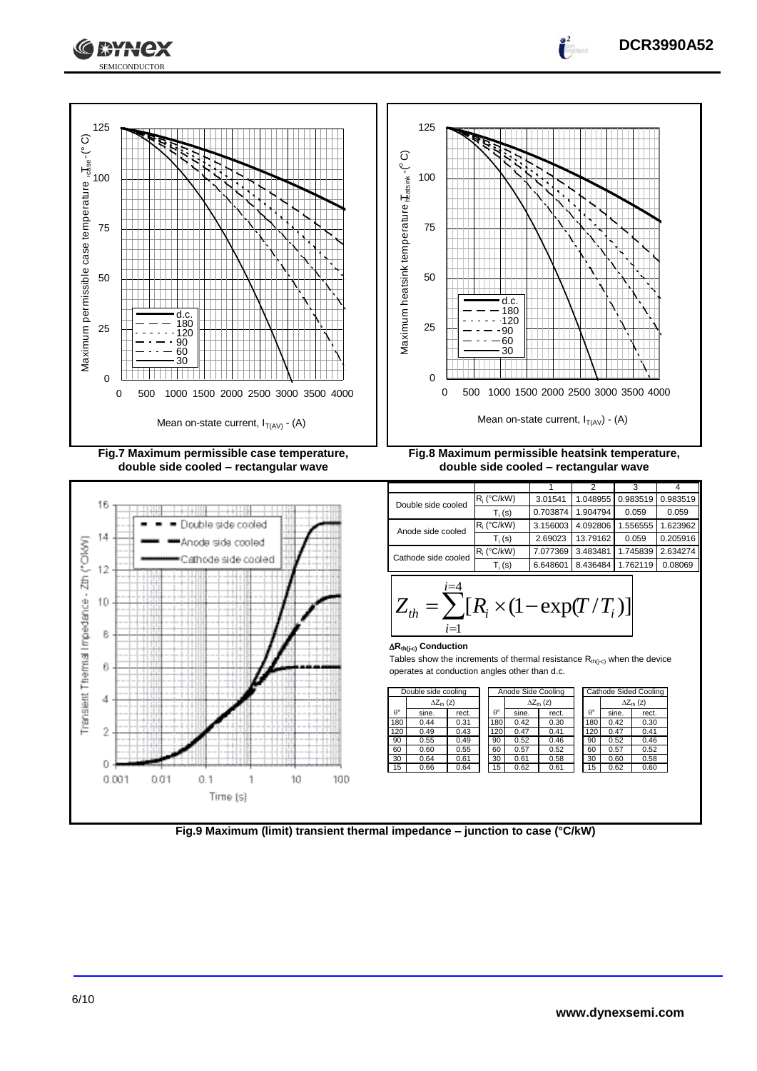Fig.7 Maximum permissible case temperature, double side cooled – rectangular wave

Fig.8 Maximum permissible heatsink temperature, double side cooled – rectangular wave

| | | 1 | 2 | 3 | 4 |
|---|---|---|---|---|---|
| Double side cooled | $R_i$ (°C/kW) | 3.01541 | 1.048955 | 0.983519 | 0.983519 |
| | $T_i$ (s) | 0.703874 | 1.904794 | 0.059 | 0.059 |
| Anode side cooled | $R_i$ (°C/kW) | 3.156003 | 4.092806 | 1.556555 | 1.623962 |
| | $T_i$ (s) | 2.69023 | 13.79162 | 0.059 | 0.205916 |
| Cathode side cooled | $R_i$ (°C/kW) | 7.077369 | 3.483481 | 1.745839 | 2.634274 |
| | $T_i$ (s) | 6.648601 | 8.436484 | 1.762119 | 0.08069 |

$$Z_{th} = \sum_{i=1}^{i=4} [R_i \times (1 - \exp(T/T_i)]$$

**$\Delta R_{th(j-c)}$ Conduction**

Tables show the increments of thermal resistance $R_{th(j-c)}$ when the device operates at conduction angles other than d.c.

| Double side cooling | | |
|---|---|---|
| | $\Delta Z_{th}$ (z) | |
| θ° | sine. | rect. |
| 180 | 0.44 | 0.31 |
| 120 | 0.49 | 0.43 |
| 90 | 0.55 | 0.49 |
| 60 | 0.60 | 0.55 |
| 30 | 0.64 | 0.61 |
| 15 | 0.66 | 0.64 |

| Anode Side Cooling | | |
|---|---|---|
| | $\Delta Z_{th}$ (z) | |
| θ° | sine. | rect. |
| 180 | 0.42 | 0.30 |
| 120 | 0.47 | 0.41 |
| 90 | 0.52 | 0.46 |
| 60 | 0.57 | 0.52 |
| 30 | 0.61 | 0.58 |
| 15 | 0.62 | 0.61 |

| Cathode Sided Cooling | | |
|---|---|---|
| | $\Delta Z_{th}$ (z) | |
| θ° | sine. | rect. |
| 180 | 0.42 | 0.30 |
| 120 | 0.47 | 0.41 |
| 90 | 0.52 | 0.46 |
| 60 | 0.57 | 0.52 |
| 30 | 0.60 | 0.58 |
| 15 | 0.62 | 0.60 |

Fig.9 Maximum (limit) transient thermal impedance – junction to case (°C/kW)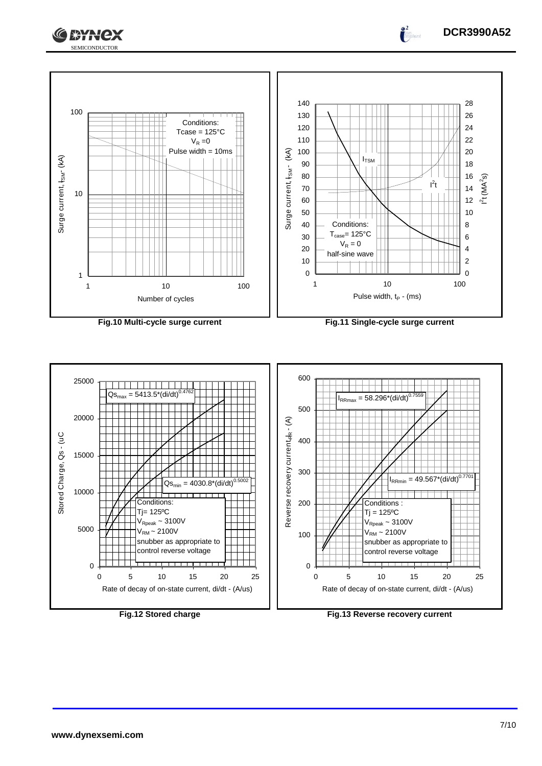Conditions:
Tcase = 125°C
$V_R$ = 0
Pulse width = 10ms

Fig.10 Multi-cycle surge current

Conditions:
$T_{case}$ = 125°C
$V_R$ = 0
half-sine wave

Fig.11 Single-cycle surge current

$Qs_{max} = 5413.5*(di/dt)^{0.4762}$

$Qs_{min} = 4030.8*(di/dt)^{0.5002}$

Conditions:
Tj = 125ºC
$V_{Rpeak}$ ~ 3100V
$V_{RM}$ ~ 2100V
snubber as appropriate to control reverse voltage

Fig.12 Stored charge

$I_{RRmax} = 58.296*(di/dt)^{0.7559}$

$I_{RRmin} = 49.567*(di/dt)^{0.7701}$

Conditions :
Tj = 125ºC
$V_{Rpeak}$ ~ 3100V
$V_{RM}$ ~ 2100V
snubber as appropriate to control reverse voltage

Fig.13 Reverse recovery current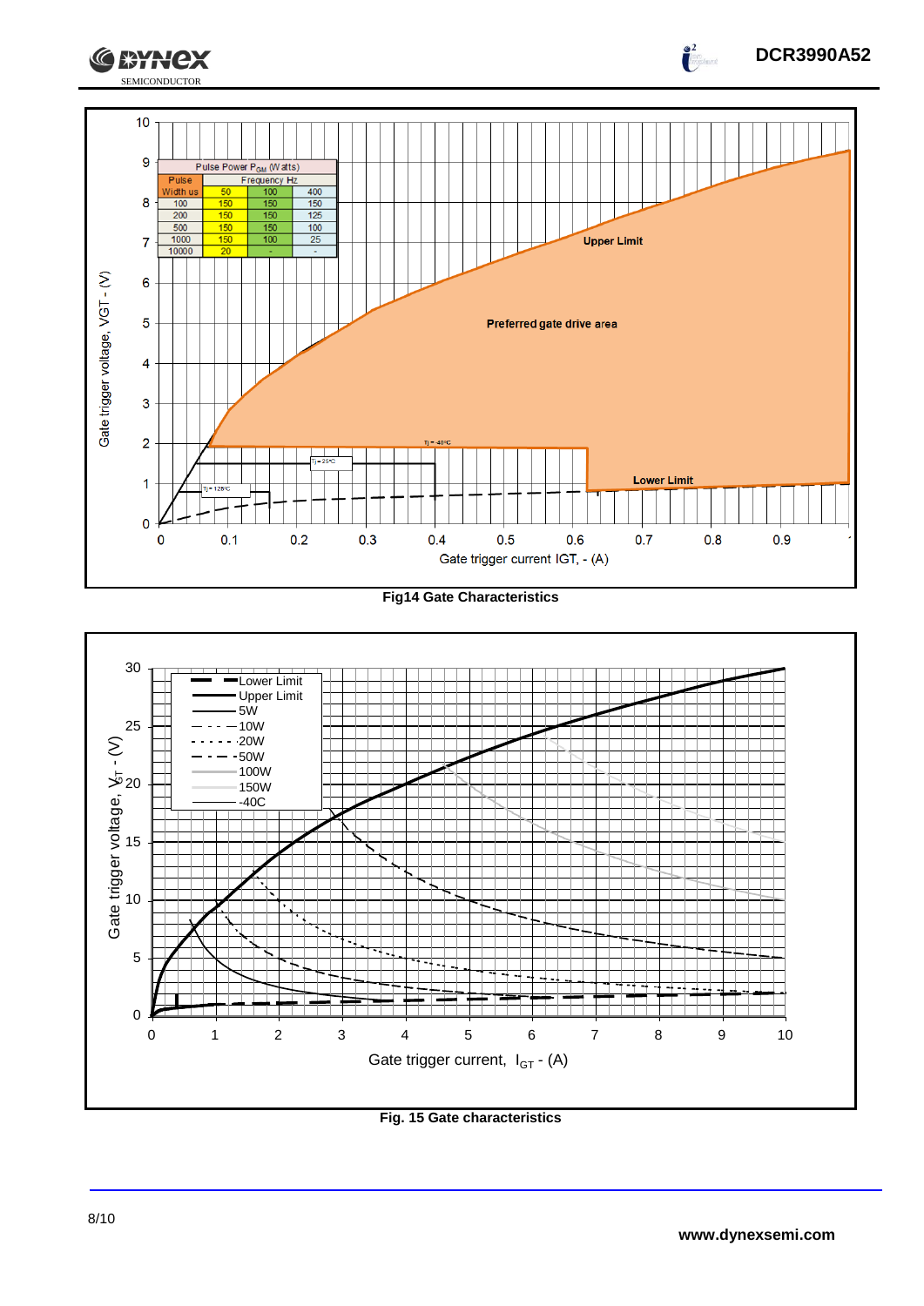| Pulse Power $P_{GM}$ (Watts) | | | |
|---|---|---|---|
| Pulse Width us | Frequency Hz | | |
| | 50 | 100 | 400 |
| 100 | 150 | 150 | 150 |
| 200 | 150 | 150 | 125 |
| 500 | 150 | 150 | 100 |
| 1000 | 150 | 100 | 25 |
| 10000 | 20 | - | - |

**Fig14 Gate Characteristics**

**Fig. 15 Gate characteristics**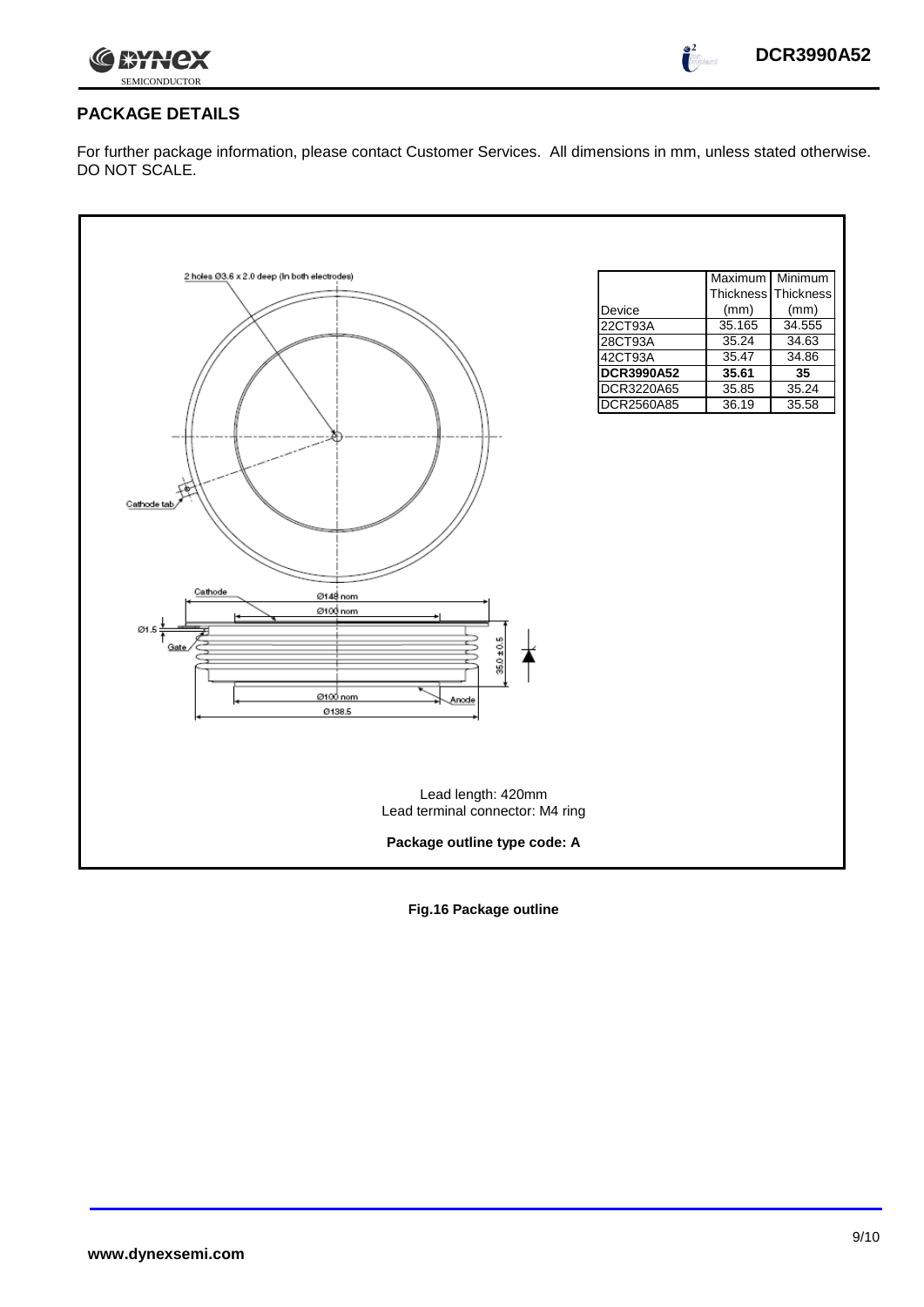## PACKAGE DETAILS

For further package information, please contact Customer Services. All dimensions in mm, unless stated otherwise. DO NOT SCALE.

| Device | Maximum Thickness (mm) | Minimum Thickness (mm) |
|---|---|---|
| 22CT93A | 35.165 | 34.555 |
| 28CT93A | 35.24 | 34.63 |
| 42CT93A | 35.47 | 34.86 |
| **DCR3990A52** | **35.61** | **35** |
| DCR3220A65 | 35.85 | 35.24 |
| DCR2560A85 | 36.19 | 35.58 |

2 holes Ø3.6 x 2.0 deep (In both electrodes)

Cathode tab

Cathode

Ø148 nom

Ø100 nom

Ø1.5

Gate

35.0 ± 0.5

Ø100 nom

Anode

Ø138.5

Lead length: 420mm
Lead terminal connector: M4 ring

**Package outline type code: A**

**Fig.16 Package outline**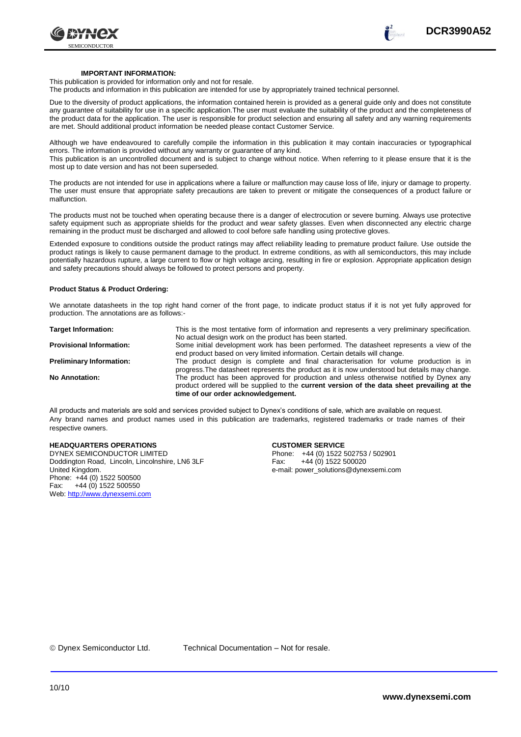**IMPORTANT INFORMATION:**

This publication is provided for information only and not for resale.

The products and information in this publication are intended for use by appropriately trained technical personnel.

Due to the diversity of product applications, the information contained herein is provided as a general guide only and does not constitute any guarantee of suitability for use in a specific application.The user must evaluate the suitability of the product and the completeness of the product data for the application. The user is responsible for product selection and ensuring all safety and any warning requirements are met. Should additional product information be needed please contact Customer Service.

Although we have endeavoured to carefully compile the information in this publication it may contain inaccuracies or typographical errors. The information is provided without any warranty or guarantee of any kind.

This publication is an uncontrolled document and is subject to change without notice. When referring to it please ensure that it is the most up to date version and has not been superseded.

The products are not intended for use in applications where a failure or malfunction may cause loss of life, injury or damage to property. The user must ensure that appropriate safety precautions are taken to prevent or mitigate the consequences of a product failure or malfunction.

The products must not be touched when operating because there is a danger of electrocution or severe burning. Always use protective safety equipment such as appropriate shields for the product and wear safety glasses. Even when disconnected any electric charge remaining in the product must be discharged and allowed to cool before safe handling using protective gloves.

Extended exposure to conditions outside the product ratings may affect reliability leading to premature product failure. Use outside the product ratings is likely to cause permanent damage to the product. In extreme conditions, as with all semiconductors, this may include potentially hazardous rupture, a large current to flow or high voltage arcing, resulting in fire or explosion. Appropriate application design and safety precautions should always be followed to protect persons and property.

**Product Status & Product Ordering:**

We annotate datasheets in the top right hand corner of the front page, to indicate product status if it is not yet fully approved for production. The annotations are as follows:-

| | |
|---|---|
| **Target Information:** | This is the most tentative form of information and represents a very preliminary specification. No actual design work on the product has been started. |
| **Provisional Information:** | Some initial development work has been performed. The datasheet represents a view of the end product based on very limited information. Certain details will change. |
| **Preliminary Information:** | The product design is complete and final characterisation for volume production is in progress.The datasheet represents the product as it is now understood but details may change. |
| **No Annotation:** | The product has been approved for production and unless otherwise notified by Dynex any product ordered will be supplied to the **current version of the data sheet prevailing at the time of our order acknowledgement.** |

All products and materials are sold and services provided subject to Dynex's conditions of sale, which are available on request.

Any brand names and product names used in this publication are trademarks, registered trademarks or trade names of their respective owners.

**HEADQUARTERS OPERATIONS**
DYNEX SEMICONDUCTOR LIMITED
Doddington Road, Lincoln, Lincolnshire, LN6 3LF
United Kingdom.
Phone: +44 (0) 1522 500500
Fax: +44 (0) 1522 500550
Web: http://www.dynexsemi.com

**CUSTOMER SERVICE**
Phone: +44 (0) 1522 502753 / 502901
Fax: +44 (0) 1522 500020
e-mail: power_solutions@dynexsemi.com

© Dynex Semiconductor Ltd. Technical Documentation – Not for resale.